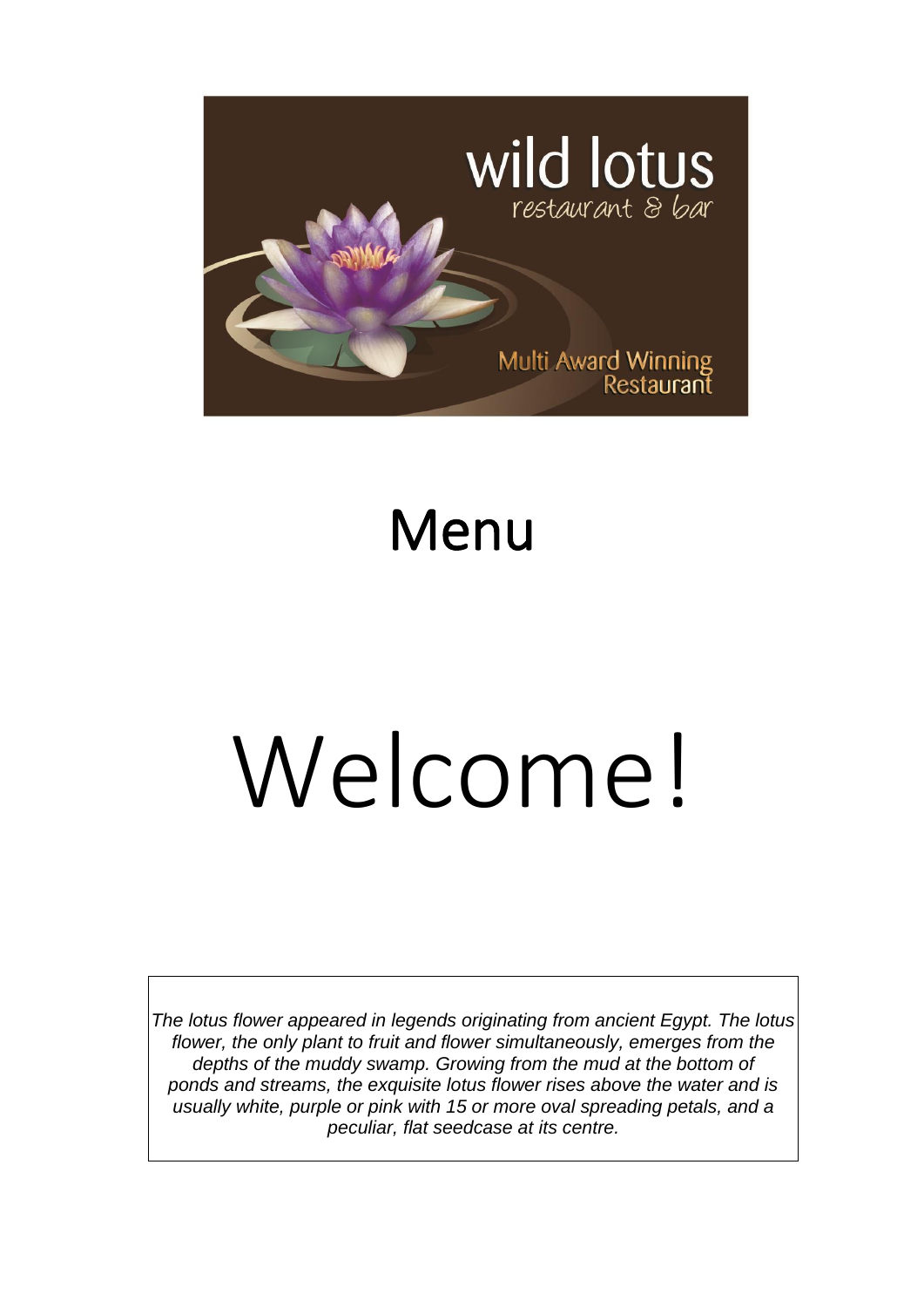wild lotus
restaurant & bar

Multi Award Winning Restaurant

# Menu

# Welcome!

*The lotus flower appeared in legends originating from ancient Egypt. The lotus flower, the only plant to fruit and flower simultaneously, emerges from the depths of the muddy swamp. Growing from the mud at the bottom of ponds and streams, the exquisite lotus flower rises above the water and is usually white, purple or pink with 15 or more oval spreading petals, and a peculiar, flat seedcase at its centre.*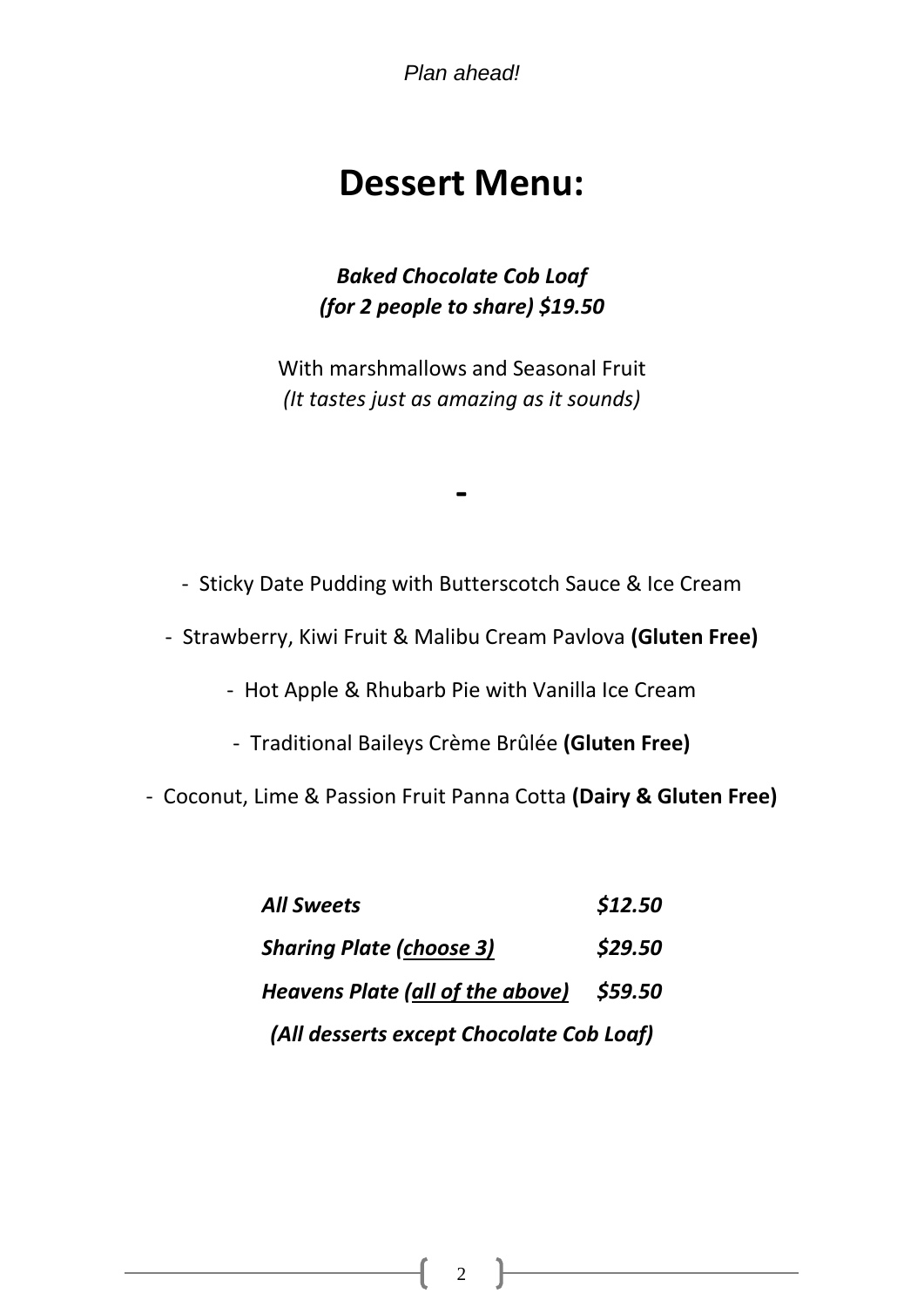*Plan ahead!*

# Dessert Menu:

***Baked Chocolate Cob Loaf***
***(for 2 people to share) $19.50***

With marshmallows and Seasonal Fruit
*(It tastes just as amazing as it sounds)*

-

- Sticky Date Pudding with Butterscotch Sauce & Ice Cream
- Strawberry, Kiwi Fruit & Malibu Cream Pavlova **(Gluten Free)**
- Hot Apple & Rhubarb Pie with Vanilla Ice Cream
- Traditional Baileys Crème Brûlée **(Gluten Free)**
- Coconut, Lime & Passion Fruit Panna Cotta **(Dairy & Gluten Free)**

| | |
|---|---|
| ***All Sweets*** | ***$12.50*** |
| ***Sharing Plate (choose 3)*** | ***$29.50*** |
| ***Heavens Plate (all of the above)*** | ***$59.50*** |

***(All desserts except Chocolate Cob Loaf)***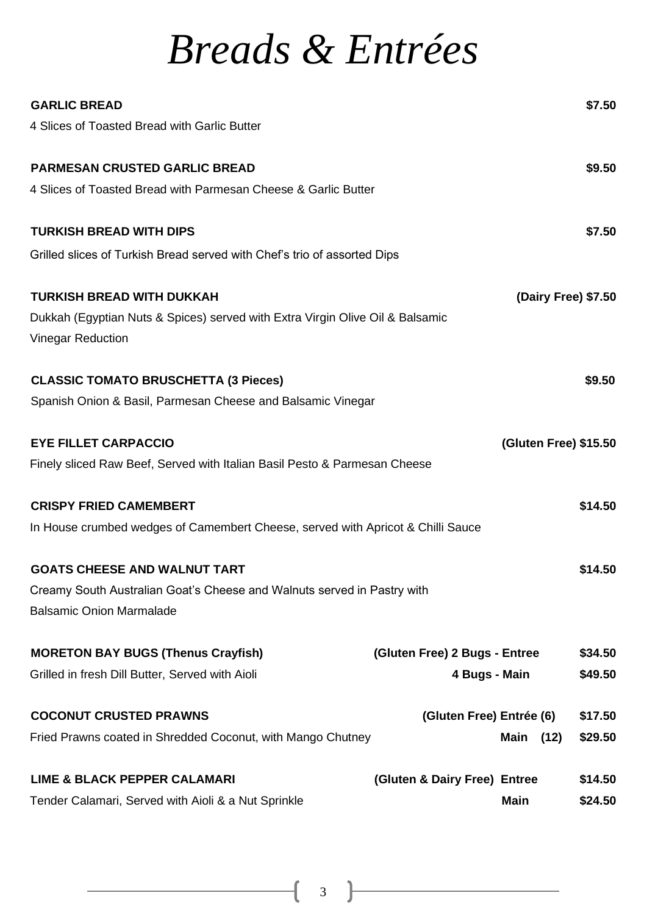# *Breads & Entrées*

**GARLIC BREAD** **$7.50**
4 Slices of Toasted Bread with Garlic Butter

**PARMESAN CRUSTED GARLIC BREAD** **$9.50**
4 Slices of Toasted Bread with Parmesan Cheese & Garlic Butter

**TURKISH BREAD WITH DIPS** **$7.50**
Grilled slices of Turkish Bread served with Chef's trio of assorted Dips

**TURKISH BREAD WITH DUKKAH** **(Dairy Free) $7.50**
Dukkah (Egyptian Nuts & Spices) served with Extra Virgin Olive Oil & Balsamic Vinegar Reduction

**CLASSIC TOMATO BRUSCHETTA (3 Pieces)** **$9.50**
Spanish Onion & Basil, Parmesan Cheese and Balsamic Vinegar

**EYE FILLET CARPACCIO** **(Gluten Free) $15.50**
Finely sliced Raw Beef, Served with Italian Basil Pesto & Parmesan Cheese

**CRISPY FRIED CAMEMBERT** **$14.50**
In House crumbed wedges of Camembert Cheese, served with Apricot & Chilli Sauce

**GOATS CHEESE AND WALNUT TART** **$14.50**
Creamy South Australian Goat's Cheese and Walnuts served in Pastry with Balsamic Onion Marmalade

**MORETON BAY BUGS (Thenus Crayfish)** **(Gluten Free) 2 Bugs - Entree** **$34.50**
Grilled in fresh Dill Butter, Served with Aioli **4 Bugs - Main** **$49.50**

**COCONUT CRUSTED PRAWNS** **(Gluten Free) Entrée (6)** **$17.50**
Fried Prawns coated in Shredded Coconut, with Mango Chutney **Main (12)** **$29.50**

**LIME & BLACK PEPPER CALAMARI** **(Gluten & Dairy Free) Entree** **$14.50**
Tender Calamari, Served with Aioli & a Nut Sprinkle **Main** **$24.50**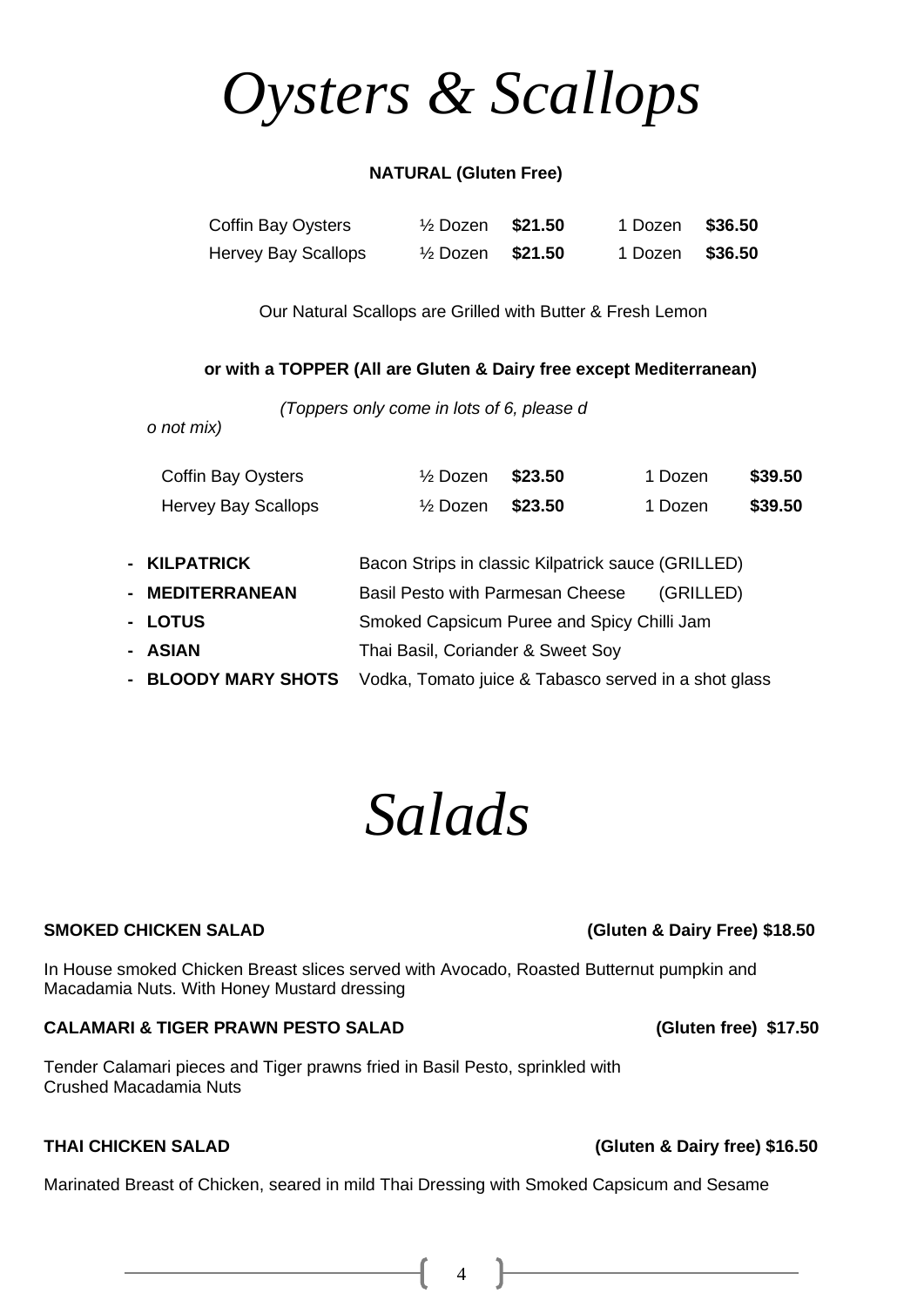# Oysters & Scallops

**NATURAL (Gluten Free)**

| | | | | |
|---|---|---|---|---|
| Coffin Bay Oysters | ½ Dozen | **$21.50** | 1 Dozen | **$36.50** |
| Hervey Bay Scallops | ½ Dozen | **$21.50** | 1 Dozen | **$36.50** |

Our Natural Scallops are Grilled with Butter & Fresh Lemon

**or with a TOPPER (All are Gluten & Dairy free except Mediterranean)**

*(Toppers only come in lots of 6, please do not mix)*

| | | | | |
|---|---|---|---|---|
| Coffin Bay Oysters | ½ Dozen | **$23.50** | 1 Dozen | **$39.50** |
| Hervey Bay Scallops | ½ Dozen | **$23.50** | 1 Dozen | **$39.50** |

- **KILPATRICK** — Bacon Strips in classic Kilpatrick sauce (GRILLED)
- **MEDITERRANEAN** — Basil Pesto with Parmesan Cheese (GRILLED)
- **LOTUS** — Smoked Capsicum Puree and Spicy Chilli Jam
- **ASIAN** — Thai Basil, Coriander & Sweet Soy
- **BLOODY MARY SHOTS** — Vodka, Tomato juice & Tabasco served in a shot glass

# Salads

**SMOKED CHICKEN SALAD** **(Gluten & Dairy Free) $18.50**

In House smoked Chicken Breast slices served with Avocado, Roasted Butternut pumpkin and Macadamia Nuts. With Honey Mustard dressing

**CALAMARI & TIGER PRAWN PESTO SALAD** **(Gluten free) $17.50**

Tender Calamari pieces and Tiger prawns fried in Basil Pesto, sprinkled with Crushed Macadamia Nuts

**THAI CHICKEN SALAD** **(Gluten & Dairy free) $16.50**

Marinated Breast of Chicken, seared in mild Thai Dressing with Smoked Capsicum and Sesame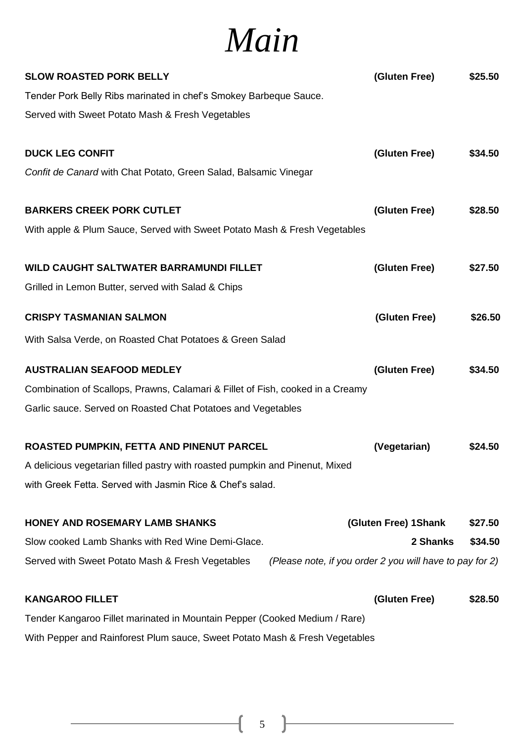# *Main*

**SLOW ROASTED PORK BELLY** **(Gluten Free)** **$25.50**

Tender Pork Belly Ribs marinated in chef's Smokey Barbeque Sauce.
Served with Sweet Potato Mash & Fresh Vegetables

**DUCK LEG CONFIT** **(Gluten Free)** **$34.50**

*Confit de Canard* with Chat Potato, Green Salad, Balsamic Vinegar

**BARKERS CREEK PORK CUTLET** **(Gluten Free)** **$28.50**

With apple & Plum Sauce, Served with Sweet Potato Mash & Fresh Vegetables

**WILD CAUGHT SALTWATER BARRAMUNDI FILLET** **(Gluten Free)** **$27.50**

Grilled in Lemon Butter, served with Salad & Chips

**CRISPY TASMANIAN SALMON** **(Gluten Free)** **$26.50**

With Salsa Verde, on Roasted Chat Potatoes & Green Salad

**AUSTRALIAN SEAFOOD MEDLEY** **(Gluten Free)** **$34.50**

Combination of Scallops, Prawns, Calamari & Fillet of Fish, cooked in a Creamy
Garlic sauce. Served on Roasted Chat Potatoes and Vegetables

**ROASTED PUMPKIN, FETTA AND PINENUT PARCEL** **(Vegetarian)** **$24.50**

A delicious vegetarian filled pastry with roasted pumpkin and Pinenut, Mixed
with Greek Fetta. Served with Jasmin Rice & Chef's salad.

**HONEY AND ROSEMARY LAMB SHANKS** **(Gluten Free) 1Shank** **$27.50**

Slow cooked Lamb Shanks with Red Wine Demi-Glace. **2 Shanks** **$34.50**

Served with Sweet Potato Mash & Fresh Vegetables *(Please note, if you order 2 you will have to pay for 2)*

**KANGAROO FILLET** **(Gluten Free)** **$28.50**

Tender Kangaroo Fillet marinated in Mountain Pepper (Cooked Medium / Rare)
With Pepper and Rainforest Plum sauce, Sweet Potato Mash & Fresh Vegetables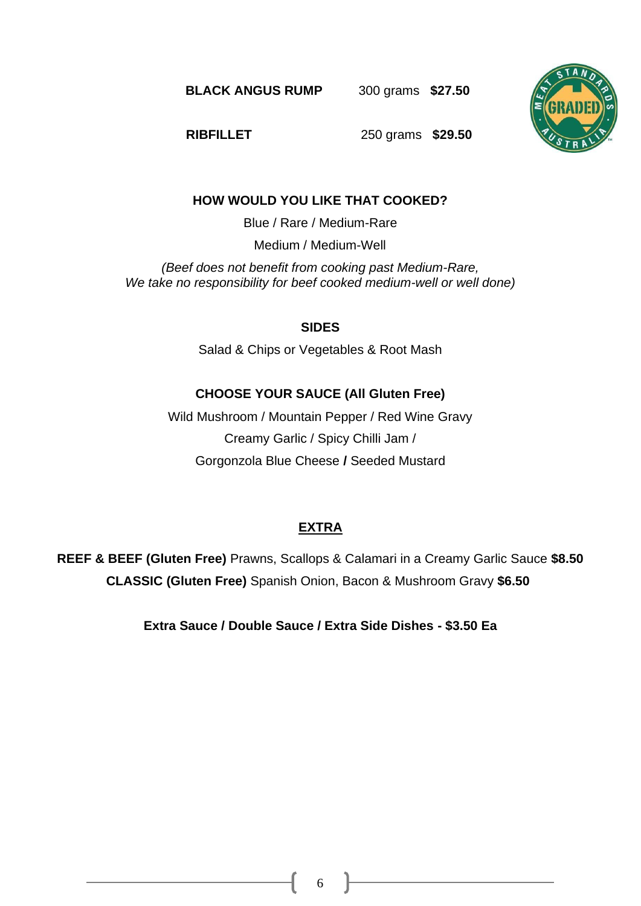**BLACK ANGUS RUMP** 300 grams **$27.50**

**RIBFILLET** 250 grams **$29.50**

**HOW WOULD YOU LIKE THAT COOKED?**

Blue / Rare / Medium-Rare

Medium / Medium-Well

*(Beef does not benefit from cooking past Medium-Rare, We take no responsibility for beef cooked medium-well or well done)*

**SIDES**

Salad & Chips or Vegetables & Root Mash

**CHOOSE YOUR SAUCE (All Gluten Free)**

Wild Mushroom / Mountain Pepper / Red Wine Gravy

Creamy Garlic / Spicy Chilli Jam /

Gorgonzola Blue Cheese **/** Seeded Mustard

## EXTRA

**REEF & BEEF (Gluten Free)** Prawns, Scallops & Calamari in a Creamy Garlic Sauce **$8.50**

**CLASSIC (Gluten Free)** Spanish Onion, Bacon & Mushroom Gravy **$6.50**

**Extra Sauce / Double Sauce / Extra Side Dishes - $3.50 Ea**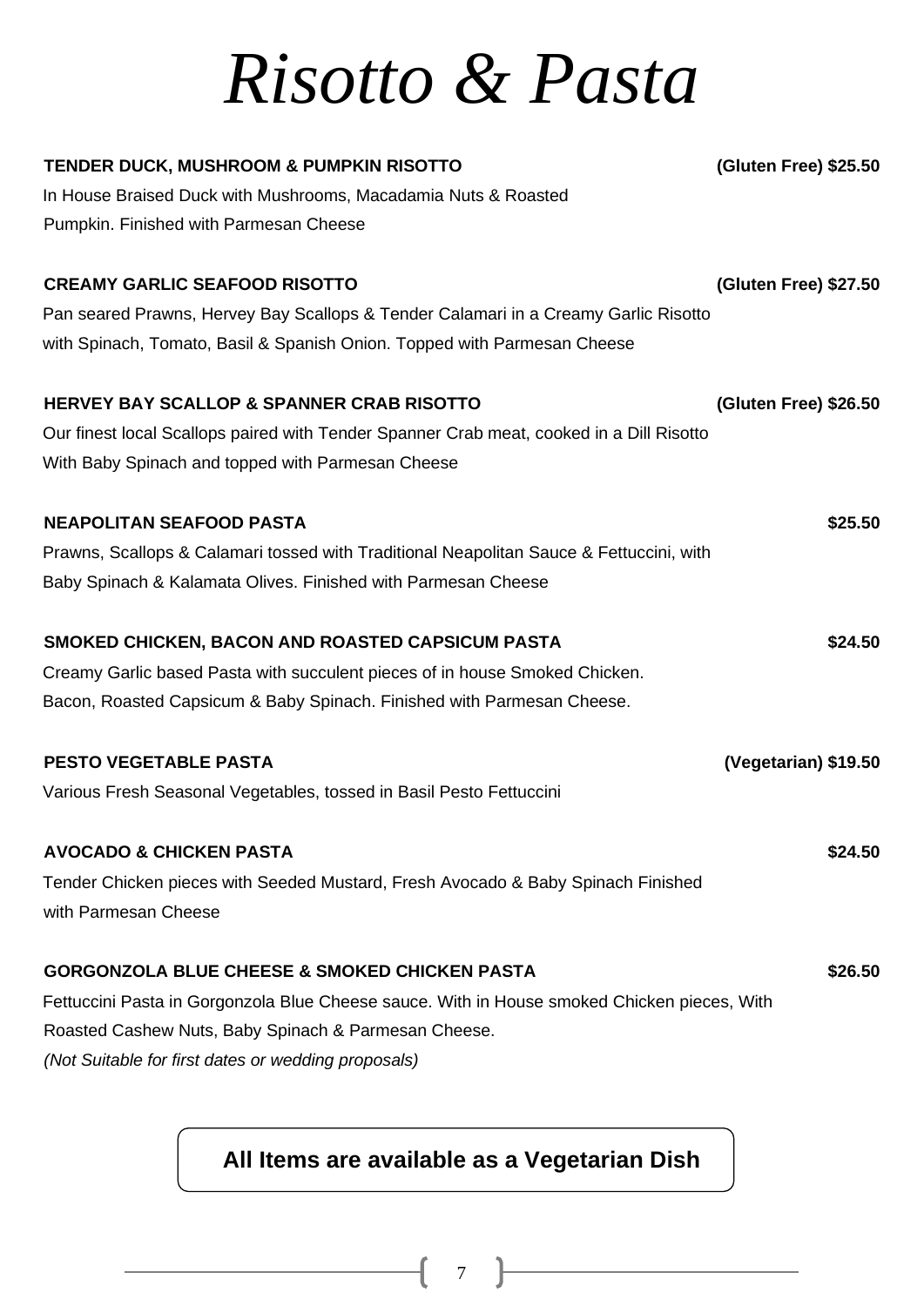# *Risotto & Pasta*

**TENDER DUCK, MUSHROOM & PUMPKIN RISOTTO** **(Gluten Free) $25.50**

In House Braised Duck with Mushrooms, Macadamia Nuts & Roasted Pumpkin. Finished with Parmesan Cheese

**CREAMY GARLIC SEAFOOD RISOTTO** **(Gluten Free) $27.50**

Pan seared Prawns, Hervey Bay Scallops & Tender Calamari in a Creamy Garlic Risotto with Spinach, Tomato, Basil & Spanish Onion. Topped with Parmesan Cheese

**HERVEY BAY SCALLOP & SPANNER CRAB RISOTTO** **(Gluten Free) $26.50**

Our finest local Scallops paired with Tender Spanner Crab meat, cooked in a Dill Risotto With Baby Spinach and topped with Parmesan Cheese

**NEAPOLITAN SEAFOOD PASTA** **$25.50**

Prawns, Scallops & Calamari tossed with Traditional Neapolitan Sauce & Fettuccini, with Baby Spinach & Kalamata Olives. Finished with Parmesan Cheese

**SMOKED CHICKEN, BACON AND ROASTED CAPSICUM PASTA** **$24.50**

Creamy Garlic based Pasta with succulent pieces of in house Smoked Chicken. Bacon, Roasted Capsicum & Baby Spinach. Finished with Parmesan Cheese.

**PESTO VEGETABLE PASTA** **(Vegetarian) $19.50**

Various Fresh Seasonal Vegetables, tossed in Basil Pesto Fettuccini

**AVOCADO & CHICKEN PASTA** **$24.50**

Tender Chicken pieces with Seeded Mustard, Fresh Avocado & Baby Spinach Finished with Parmesan Cheese

**GORGONZOLA BLUE CHEESE & SMOKED CHICKEN PASTA** **$26.50**

Fettuccini Pasta in Gorgonzola Blue Cheese sauce. With in House smoked Chicken pieces, With Roasted Cashew Nuts, Baby Spinach & Parmesan Cheese.

*(Not Suitable for first dates or wedding proposals)*

**All Items are available as a Vegetarian Dish**